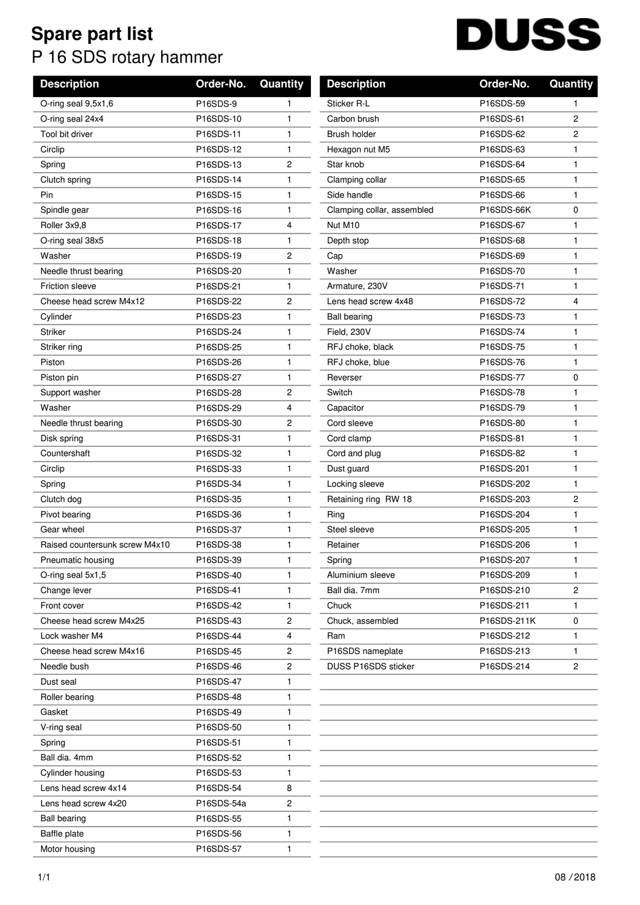# Spare part list

## P 16 SDS rotary hammer

DUSS

| Description | Order-No. | Quantity |
|---|---|---|
| O-ring seal 9,5x1,6 | P16SDS-9 | 1 |
| O-ring seal 24x4 | P16SDS-10 | 1 |
| Tool bit driver | P16SDS-11 | 1 |
| Circlip | P16SDS-12 | 1 |
| Spring | P16SDS-13 | 2 |
| Clutch spring | P16SDS-14 | 1 |
| Pin | P16SDS-15 | 1 |
| Spindle gear | P16SDS-16 | 1 |
| Roller 3x9,8 | P16SDS-17 | 4 |
| O-ring seal 38x5 | P16SDS-18 | 1 |
| Washer | P16SDS-19 | 2 |
| Needle thrust bearing | P16SDS-20 | 1 |
| Friction sleeve | P16SDS-21 | 1 |
| Cheese head screw M4x12 | P16SDS-22 | 2 |
| Cylinder | P16SDS-23 | 1 |
| Striker | P16SDS-24 | 1 |
| Striker ring | P16SDS-25 | 1 |
| Piston | P16SDS-26 | 1 |
| Piston pin | P16SDS-27 | 1 |
| Support washer | P16SDS-28 | 2 |
| Washer | P16SDS-29 | 4 |
| Needle thrust bearing | P16SDS-30 | 2 |
| Disk spring | P16SDS-31 | 1 |
| Countershaft | P16SDS-32 | 1 |
| Circlip | P16SDS-33 | 1 |
| Spring | P16SDS-34 | 1 |
| Clutch dog | P16SDS-35 | 1 |
| Pivot bearing | P16SDS-36 | 1 |
| Gear wheel | P16SDS-37 | 1 |
| Raised countersunk screw M4x10 | P16SDS-38 | 1 |
| Pneumatic housing | P16SDS-39 | 1 |
| O-ring seal 5x1,5 | P16SDS-40 | 1 |
| Change lever | P16SDS-41 | 1 |
| Front cover | P16SDS-42 | 1 |
| Cheese head screw M4x25 | P16SDS-43 | 2 |
| Lock washer M4 | P16SDS-44 | 4 |
| Cheese head screw M4x16 | P16SDS-45 | 2 |
| Needle bush | P16SDS-46 | 2 |
| Dust seal | P16SDS-47 | 1 |
| Roller bearing | P16SDS-48 | 1 |
| Gasket | P16SDS-49 | 1 |
| V-ring seal | P16SDS-50 | 1 |
| Spring | P16SDS-51 | 1 |
| Ball dia. 4mm | P16SDS-52 | 1 |
| Cylinder housing | P16SDS-53 | 1 |
| Lens head screw 4x14 | P16SDS-54 | 8 |
| Lens head screw 4x20 | P16SDS-54a | 2 |
| Ball bearing | P16SDS-55 | 1 |
| Baffle plate | P16SDS-56 | 1 |
| Motor housing | P16SDS-57 | 1 |
| Sticker R-L | P16SDS-59 | 1 |
| Carbon brush | P16SDS-61 | 2 |
| Brush holder | P16SDS-62 | 2 |
| Hexagon nut M5 | P16SDS-63 | 1 |
| Star knob | P16SDS-64 | 1 |
| Clamping collar | P16SDS-65 | 1 |
| Side handle | P16SDS-66 | 1 |
| Clamping collar, assembled | P16SDS-66K | 0 |
| Nut M10 | P16SDS-67 | 1 |
| Depth stop | P16SDS-68 | 1 |
| Cap | P16SDS-69 | 1 |
| Washer | P16SDS-70 | 1 |
| Armature, 230V | P16SDS-71 | 1 |
| Lens head screw 4x48 | P16SDS-72 | 4 |
| Ball bearing | P16SDS-73 | 1 |
| Field, 230V | P16SDS-74 | 1 |
| RFJ choke, black | P16SDS-75 | 1 |
| RFJ choke, blue | P16SDS-76 | 1 |
| Reverser | P16SDS-77 | 0 |
| Switch | P16SDS-78 | 1 |
| Capacitor | P16SDS-79 | 1 |
| Cord sleeve | P16SDS-80 | 1 |
| Cord clamp | P16SDS-81 | 1 |
| Cord and plug | P16SDS-82 | 1 |
| Dust guard | P16SDS-201 | 1 |
| Locking sleeve | P16SDS-202 | 1 |
| Retaining ring RW 18 | P16SDS-203 | 2 |
| Ring | P16SDS-204 | 1 |
| Steel sleeve | P16SDS-205 | 1 |
| Retainer | P16SDS-206 | 1 |
| Spring | P16SDS-207 | 1 |
| Aluminium sleeve | P16SDS-209 | 1 |
| Ball dia. 7mm | P16SDS-210 | 2 |
| Chuck | P16SDS-211 | 1 |
| Chuck, assembled | P16SDS-211K | 0 |
| Ram | P16SDS-212 | 1 |
| P16SDS nameplate | P16SDS-213 | 1 |
| DUSS P16SDS sticker | P16SDS-214 | 2 |

08 / 2018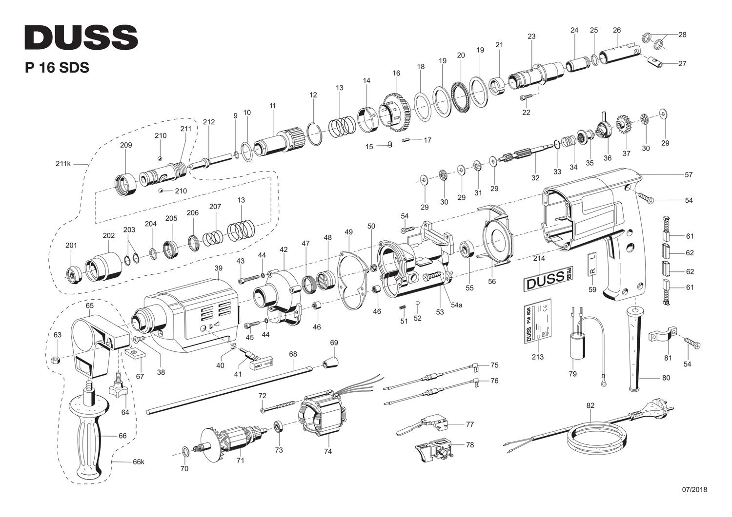# DUSS

## P 16 SDS

07/2018